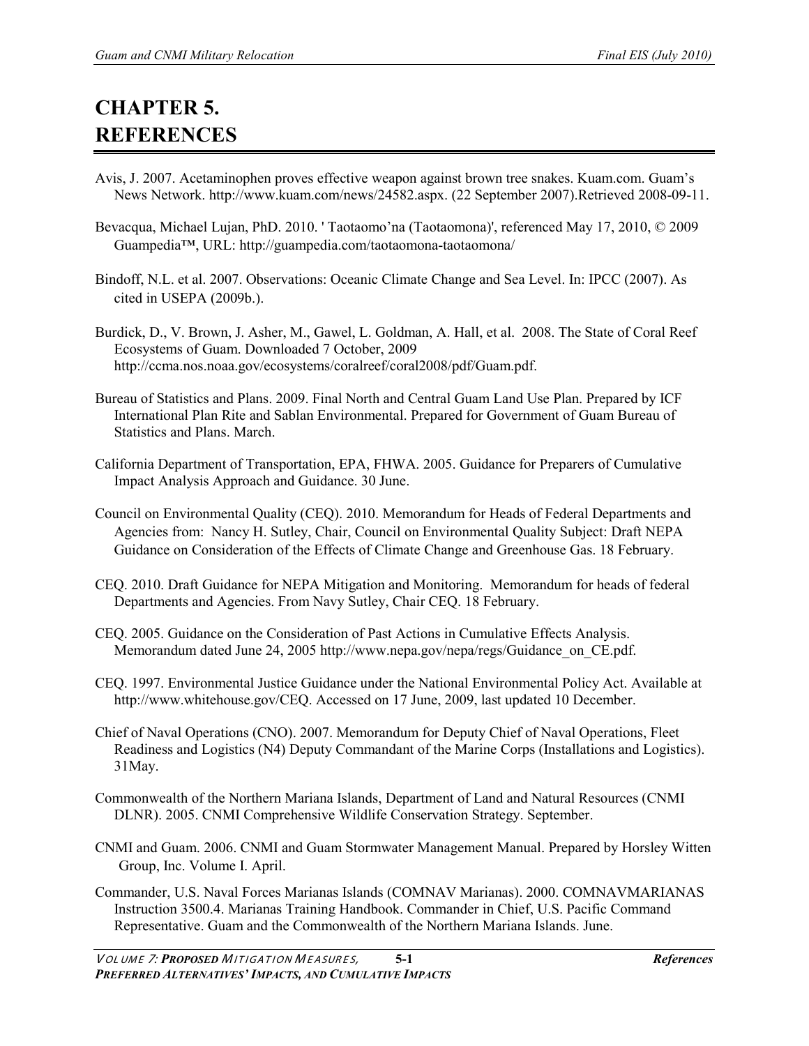# CHAPTER 5. REFERENCES

Avis, J. 2007. Acetaminophen proves effective weapon against brown tree snakes. Kuam.com. Guam's News Network. http://www.kuam.com/news/24582.aspx. (22 September 2007).Retrieved 2008-09-11.

Bevacqua, Michael Lujan, PhD. 2010. ' Taotaomo'na (Taotaomona)', referenced May 17, 2010, © 2009 Guampedia™, URL: http://guampedia.com/taotaomona-taotaomona/

Bindoff, N.L. et al. 2007. Observations: Oceanic Climate Change and Sea Level. In: IPCC (2007). As cited in USEPA (2009b.).

Burdick, D., V. Brown, J. Asher, M., Gawel, L. Goldman, A. Hall, et al. 2008. The State of Coral Reef Ecosystems of Guam. Downloaded 7 October, 2009 http://ccma.nos.noaa.gov/ecosystems/coralreef/coral2008/pdf/Guam.pdf.

Bureau of Statistics and Plans. 2009. Final North and Central Guam Land Use Plan. Prepared by ICF International Plan Rite and Sablan Environmental. Prepared for Government of Guam Bureau of Statistics and Plans. March.

California Department of Transportation, EPA, FHWA. 2005. Guidance for Preparers of Cumulative Impact Analysis Approach and Guidance. 30 June.

Council on Environmental Quality (CEQ). 2010. Memorandum for Heads of Federal Departments and Agencies from: Nancy H. Sutley, Chair, Council on Environmental Quality Subject: Draft NEPA Guidance on Consideration of the Effects of Climate Change and Greenhouse Gas. 18 February.

CEQ. 2010. Draft Guidance for NEPA Mitigation and Monitoring. Memorandum for heads of federal Departments and Agencies. From Navy Sutley, Chair CEQ. 18 February.

CEQ. 2005. Guidance on the Consideration of Past Actions in Cumulative Effects Analysis. Memorandum dated June 24, 2005 http://www.nepa.gov/nepa/regs/Guidance_on_CE.pdf.

CEQ. 1997. Environmental Justice Guidance under the National Environmental Policy Act. Available at http://www.whitehouse.gov/CEQ. Accessed on 17 June, 2009, last updated 10 December.

Chief of Naval Operations (CNO). 2007. Memorandum for Deputy Chief of Naval Operations, Fleet Readiness and Logistics (N4) Deputy Commandant of the Marine Corps (Installations and Logistics). 31May.

Commonwealth of the Northern Mariana Islands, Department of Land and Natural Resources (CNMI DLNR). 2005. CNMI Comprehensive Wildlife Conservation Strategy. September.

CNMI and Guam. 2006. CNMI and Guam Stormwater Management Manual. Prepared by Horsley Witten Group, Inc. Volume I. April.

Commander, U.S. Naval Forces Marianas Islands (COMNAV Marianas). 2000. COMNAVMARIANAS Instruction 3500.4. Marianas Training Handbook. Commander in Chief, U.S. Pacific Command Representative. Guam and the Commonwealth of the Northern Mariana Islands. June.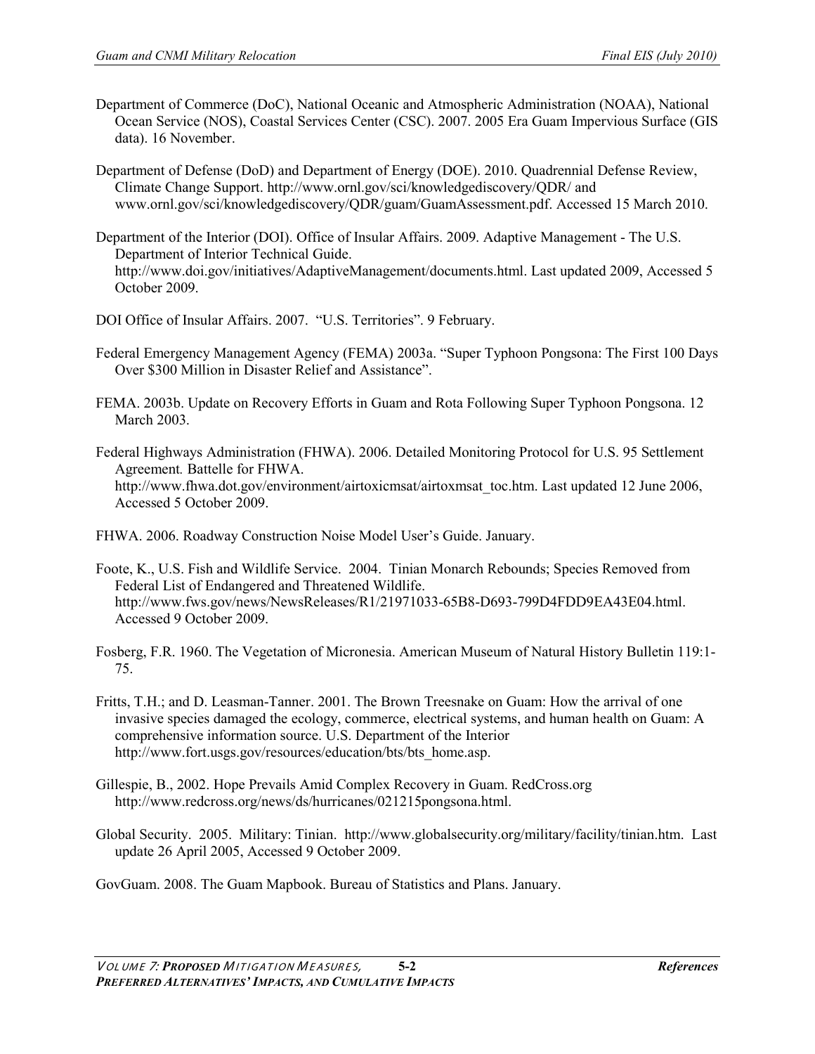Department of Commerce (DoC), National Oceanic and Atmospheric Administration (NOAA), National Ocean Service (NOS), Coastal Services Center (CSC). 2007. 2005 Era Guam Impervious Surface (GIS data). 16 November.

Department of Defense (DoD) and Department of Energy (DOE). 2010. Quadrennial Defense Review, Climate Change Support. http://www.ornl.gov/sci/knowledgediscovery/QDR/ and www.ornl.gov/sci/knowledgediscovery/QDR/guam/GuamAssessment.pdf. Accessed 15 March 2010.

Department of the Interior (DOI). Office of Insular Affairs. 2009. Adaptive Management - The U.S. Department of Interior Technical Guide. http://www.doi.gov/initiatives/AdaptiveManagement/documents.html. Last updated 2009, Accessed 5 October 2009.

DOI Office of Insular Affairs. 2007. "U.S. Territories". 9 February.

Federal Emergency Management Agency (FEMA) 2003a. "Super Typhoon Pongsona: The First 100 Days Over $300 Million in Disaster Relief and Assistance".

FEMA. 2003b. Update on Recovery Efforts in Guam and Rota Following Super Typhoon Pongsona. 12 March 2003.

Federal Highways Administration (FHWA). 2006. Detailed Monitoring Protocol for U.S. 95 Settlement Agreement*.* Battelle for FHWA. http://www.fhwa.dot.gov/environment/airtoxicmsat/airtoxmsat_toc.htm. Last updated 12 June 2006, Accessed 5 October 2009.

FHWA. 2006. Roadway Construction Noise Model User's Guide. January.

Foote, K., U.S. Fish and Wildlife Service. 2004. Tinian Monarch Rebounds; Species Removed from Federal List of Endangered and Threatened Wildlife. http://www.fws.gov/news/NewsReleases/R1/21971033-65B8-D693-799D4FDD9EA43E04.html. Accessed 9 October 2009.

Fosberg, F.R. 1960. The Vegetation of Micronesia. American Museum of Natural History Bulletin 119:1-75.

Fritts, T.H.; and D. Leasman-Tanner. 2001. The Brown Treesnake on Guam: How the arrival of one invasive species damaged the ecology, commerce, electrical systems, and human health on Guam: A comprehensive information source. U.S. Department of the Interior http://www.fort.usgs.gov/resources/education/bts/bts_home.asp.

Gillespie, B., 2002. Hope Prevails Amid Complex Recovery in Guam. RedCross.org http://www.redcross.org/news/ds/hurricanes/021215pongsona.html.

Global Security. 2005. Military: Tinian. http://www.globalsecurity.org/military/facility/tinian.htm. Last update 26 April 2005, Accessed 9 October 2009.

GovGuam. 2008. The Guam Mapbook. Bureau of Statistics and Plans. January.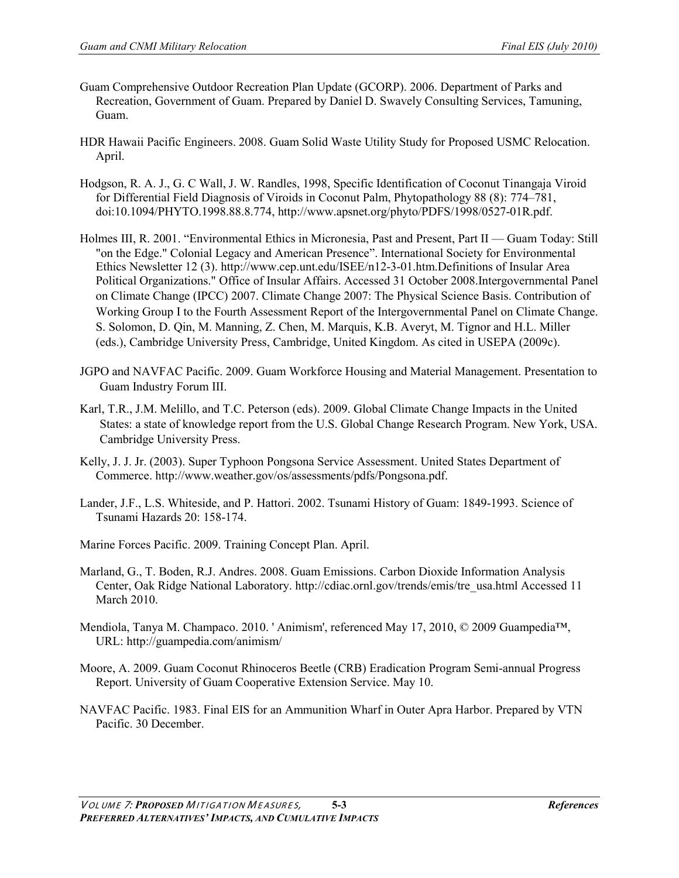Guam Comprehensive Outdoor Recreation Plan Update (GCORP). 2006. Department of Parks and Recreation, Government of Guam. Prepared by Daniel D. Swavely Consulting Services, Tamuning, Guam.

HDR Hawaii Pacific Engineers. 2008. Guam Solid Waste Utility Study for Proposed USMC Relocation. April.

Hodgson, R. A. J., G. C Wall, J. W. Randles, 1998, Specific Identification of Coconut Tinangaja Viroid for Differential Field Diagnosis of Viroids in Coconut Palm, Phytopathology 88 (8): 774–781, doi:10.1094/PHYTO.1998.88.8.774, http://www.apsnet.org/phyto/PDFS/1998/0527-01R.pdf.

Holmes III, R. 2001. "Environmental Ethics in Micronesia, Past and Present, Part II — Guam Today: Still "on the Edge." Colonial Legacy and American Presence". International Society for Environmental Ethics Newsletter 12 (3). http://www.cep.unt.edu/ISEE/n12-3-01.htm.Definitions of Insular Area Political Organizations." Office of Insular Affairs. Accessed 31 October 2008.Intergovernmental Panel on Climate Change (IPCC) 2007. Climate Change 2007: The Physical Science Basis. Contribution of Working Group I to the Fourth Assessment Report of the Intergovernmental Panel on Climate Change. S. Solomon, D. Qin, M. Manning, Z. Chen, M. Marquis, K.B. Averyt, M. Tignor and H.L. Miller (eds.), Cambridge University Press, Cambridge, United Kingdom. As cited in USEPA (2009c).

JGPO and NAVFAC Pacific. 2009. Guam Workforce Housing and Material Management. Presentation to Guam Industry Forum III.

Karl, T.R., J.M. Melillo, and T.C. Peterson (eds). 2009. Global Climate Change Impacts in the United States: a state of knowledge report from the U.S. Global Change Research Program. New York, USA. Cambridge University Press.

Kelly, J. J. Jr. (2003). Super Typhoon Pongsona Service Assessment. United States Department of Commerce. http://www.weather.gov/os/assessments/pdfs/Pongsona.pdf.

Lander, J.F., L.S. Whiteside, and P. Hattori. 2002. Tsunami History of Guam: 1849-1993. Science of Tsunami Hazards 20: 158-174.

Marine Forces Pacific. 2009. Training Concept Plan. April.

Marland, G., T. Boden, R.J. Andres. 2008. Guam Emissions. Carbon Dioxide Information Analysis Center, Oak Ridge National Laboratory. http://cdiac.ornl.gov/trends/emis/tre_usa.html Accessed 11 March 2010.

Mendiola, Tanya M. Champaco. 2010. ' Animism', referenced May 17, 2010, © 2009 Guampedia™, URL: http://guampedia.com/animism/

Moore, A. 2009. Guam Coconut Rhinoceros Beetle (CRB) Eradication Program Semi-annual Progress Report. University of Guam Cooperative Extension Service. May 10.

NAVFAC Pacific. 1983. Final EIS for an Ammunition Wharf in Outer Apra Harbor. Prepared by VTN Pacific. 30 December.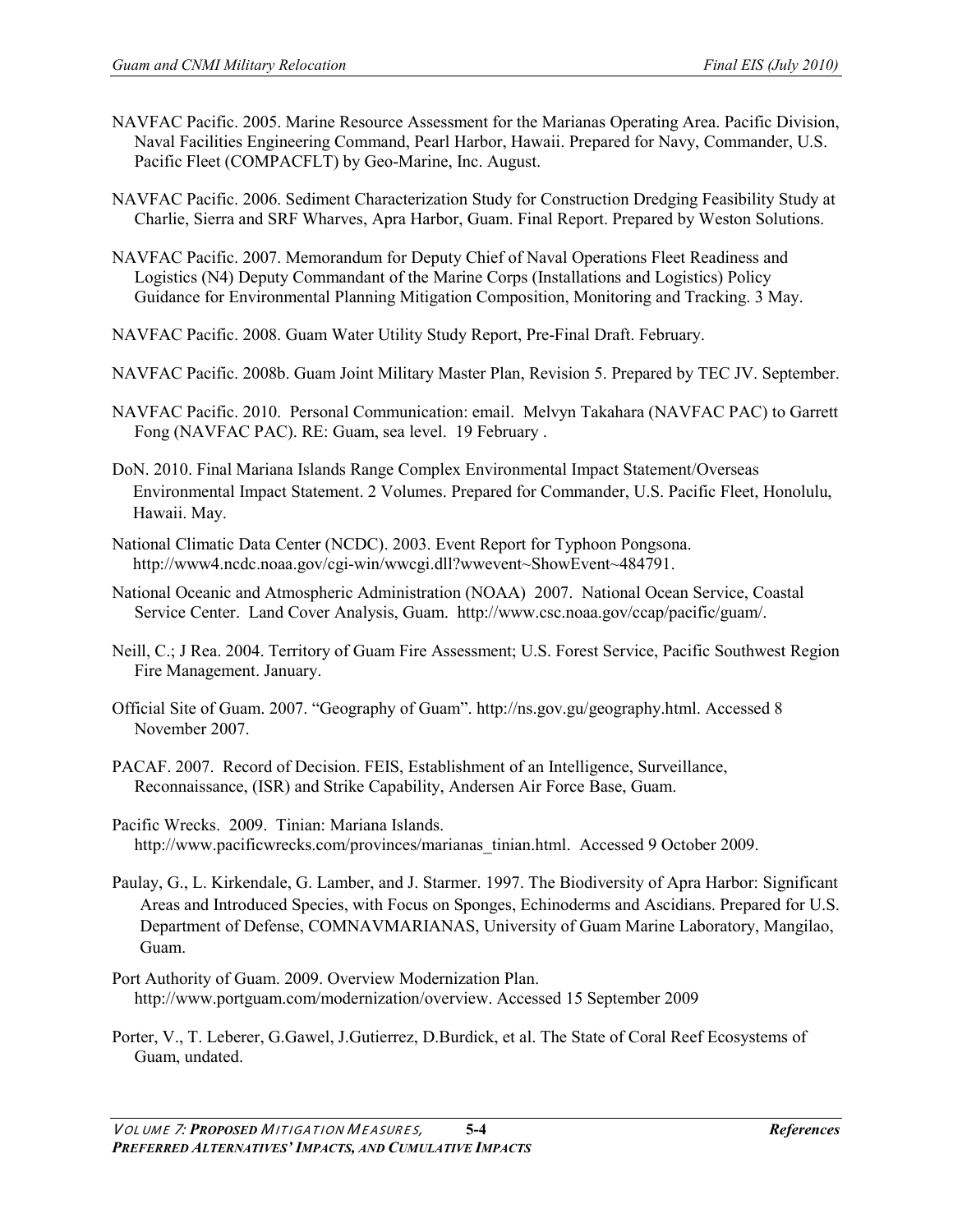NAVFAC Pacific. 2005. Marine Resource Assessment for the Marianas Operating Area. Pacific Division, Naval Facilities Engineering Command, Pearl Harbor, Hawaii. Prepared for Navy, Commander, U.S. Pacific Fleet (COMPACFLT) by Geo-Marine, Inc. August.

NAVFAC Pacific. 2006. Sediment Characterization Study for Construction Dredging Feasibility Study at Charlie, Sierra and SRF Wharves, Apra Harbor, Guam. Final Report. Prepared by Weston Solutions.

NAVFAC Pacific. 2007. Memorandum for Deputy Chief of Naval Operations Fleet Readiness and Logistics (N4) Deputy Commandant of the Marine Corps (Installations and Logistics) Policy Guidance for Environmental Planning Mitigation Composition, Monitoring and Tracking. 3 May.

NAVFAC Pacific. 2008. Guam Water Utility Study Report, Pre-Final Draft. February.

NAVFAC Pacific. 2008b. Guam Joint Military Master Plan, Revision 5. Prepared by TEC JV. September.

NAVFAC Pacific. 2010. Personal Communication: email. Melvyn Takahara (NAVFAC PAC) to Garrett Fong (NAVFAC PAC). RE: Guam, sea level. 19 February .

DoN. 2010. Final Mariana Islands Range Complex Environmental Impact Statement/Overseas Environmental Impact Statement. 2 Volumes. Prepared for Commander, U.S. Pacific Fleet, Honolulu, Hawaii. May.

National Climatic Data Center (NCDC). 2003. Event Report for Typhoon Pongsona. http://www4.ncdc.noaa.gov/cgi-win/wwcgi.dll?wwevent~ShowEvent~484791.

National Oceanic and Atmospheric Administration (NOAA) 2007. National Ocean Service, Coastal Service Center. Land Cover Analysis, Guam. http://www.csc.noaa.gov/ccap/pacific/guam/.

Neill, C.; J Rea. 2004. Territory of Guam Fire Assessment; U.S. Forest Service, Pacific Southwest Region Fire Management. January.

Official Site of Guam. 2007. "Geography of Guam". http://ns.gov.gu/geography.html. Accessed 8 November 2007.

PACAF. 2007. Record of Decision. FEIS, Establishment of an Intelligence, Surveillance, Reconnaissance, (ISR) and Strike Capability, Andersen Air Force Base, Guam.

Pacific Wrecks. 2009. Tinian: Mariana Islands. http://www.pacificwrecks.com/provinces/marianas_tinian.html. Accessed 9 October 2009.

Paulay, G., L. Kirkendale, G. Lamber, and J. Starmer. 1997. The Biodiversity of Apra Harbor: Significant Areas and Introduced Species, with Focus on Sponges, Echinoderms and Ascidians. Prepared for U.S. Department of Defense, COMNAVMARIANAS, University of Guam Marine Laboratory, Mangilao, Guam.

Port Authority of Guam. 2009. Overview Modernization Plan. http://www.portguam.com/modernization/overview. Accessed 15 September 2009

Porter, V., T. Leberer, G.Gawel, J.Gutierrez, D.Burdick, et al. The State of Coral Reef Ecosystems of Guam, undated.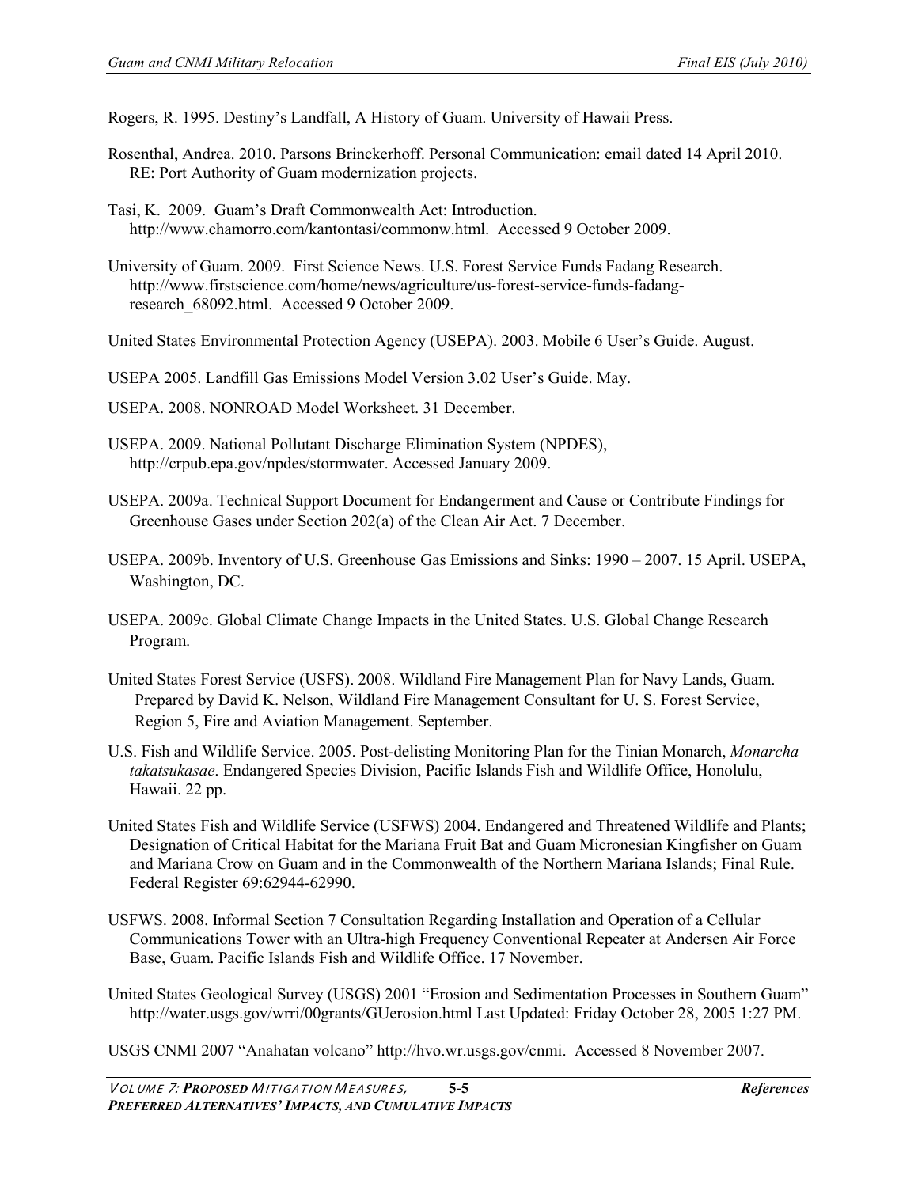Rogers, R. 1995. Destiny's Landfall, A History of Guam. University of Hawaii Press.

Rosenthal, Andrea. 2010. Parsons Brinckerhoff. Personal Communication: email dated 14 April 2010. RE: Port Authority of Guam modernization projects.

Tasi, K. 2009. Guam's Draft Commonwealth Act: Introduction. http://www.chamorro.com/kantontasi/commonw.html. Accessed 9 October 2009.

University of Guam. 2009. First Science News. U.S. Forest Service Funds Fadang Research. http://www.firstscience.com/home/news/agriculture/us-forest-service-funds-fadang-research_68092.html. Accessed 9 October 2009.

United States Environmental Protection Agency (USEPA). 2003. Mobile 6 User's Guide. August.

USEPA 2005. Landfill Gas Emissions Model Version 3.02 User's Guide. May.

USEPA. 2008. NONROAD Model Worksheet. 31 December.

USEPA. 2009. National Pollutant Discharge Elimination System (NPDES), http://crpub.epa.gov/npdes/stormwater. Accessed January 2009.

USEPA. 2009a. Technical Support Document for Endangerment and Cause or Contribute Findings for Greenhouse Gases under Section 202(a) of the Clean Air Act. 7 December.

USEPA. 2009b. Inventory of U.S. Greenhouse Gas Emissions and Sinks: 1990 – 2007. 15 April. USEPA, Washington, DC.

USEPA. 2009c. Global Climate Change Impacts in the United States. U.S. Global Change Research Program.

United States Forest Service (USFS). 2008. Wildland Fire Management Plan for Navy Lands, Guam. Prepared by David K. Nelson, Wildland Fire Management Consultant for U. S. Forest Service, Region 5, Fire and Aviation Management. September.

U.S. Fish and Wildlife Service. 2005. Post-delisting Monitoring Plan for the Tinian Monarch, *Monarcha takatsukasae*. Endangered Species Division, Pacific Islands Fish and Wildlife Office, Honolulu, Hawaii. 22 pp.

United States Fish and Wildlife Service (USFWS) 2004. Endangered and Threatened Wildlife and Plants; Designation of Critical Habitat for the Mariana Fruit Bat and Guam Micronesian Kingfisher on Guam and Mariana Crow on Guam and in the Commonwealth of the Northern Mariana Islands; Final Rule. Federal Register 69:62944-62990.

USFWS. 2008. Informal Section 7 Consultation Regarding Installation and Operation of a Cellular Communications Tower with an Ultra-high Frequency Conventional Repeater at Andersen Air Force Base, Guam. Pacific Islands Fish and Wildlife Office. 17 November.

United States Geological Survey (USGS) 2001 "Erosion and Sedimentation Processes in Southern Guam" http://water.usgs.gov/wrri/00grants/GUerosion.html Last Updated: Friday October 28, 2005 1:27 PM.

USGS CNMI 2007 "Anahatan volcano" http://hvo.wr.usgs.gov/cnmi. Accessed 8 November 2007.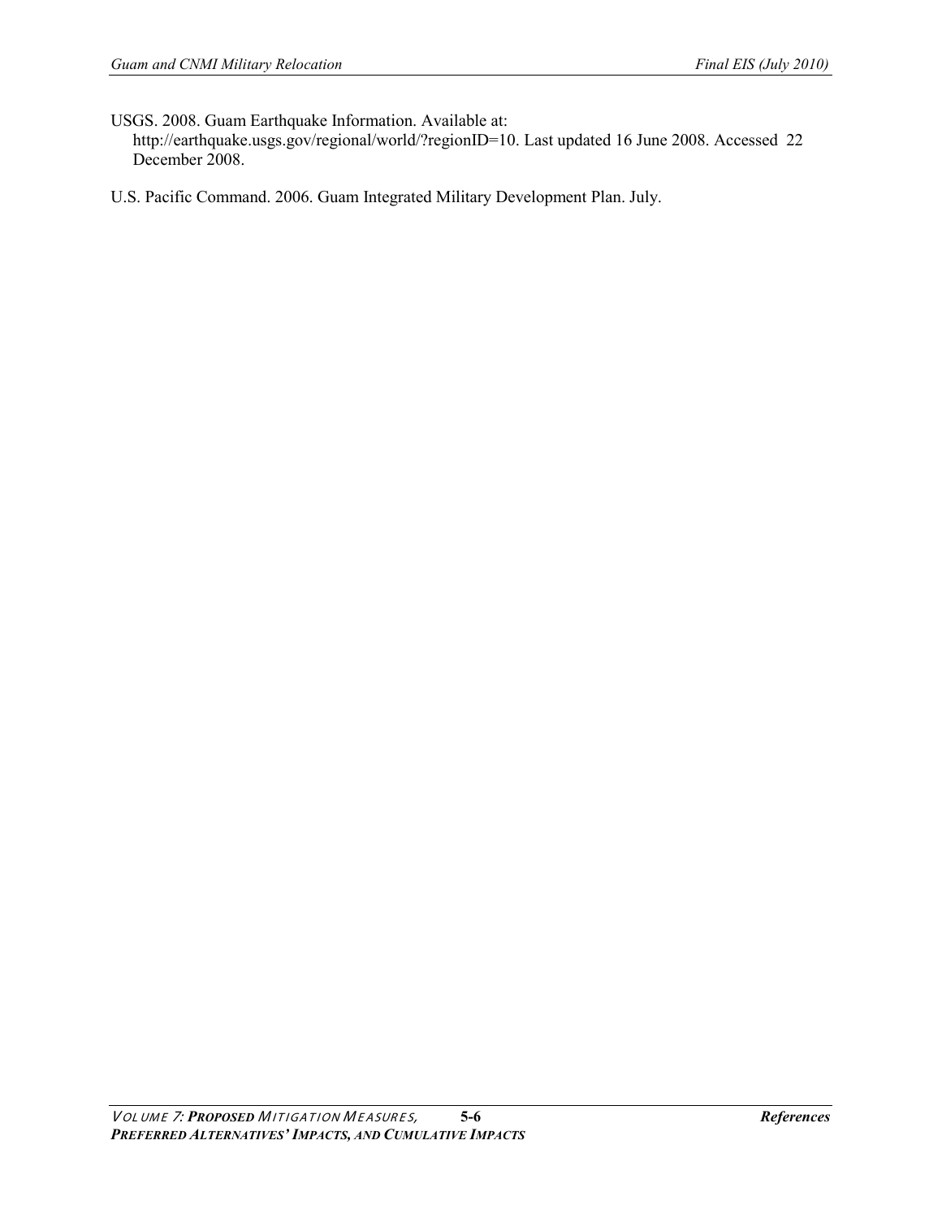USGS. 2008. Guam Earthquake Information. Available at: http://earthquake.usgs.gov/regional/world/?regionID=10. Last updated 16 June 2008. Accessed 22 December 2008.

U.S. Pacific Command. 2006. Guam Integrated Military Development Plan. July.